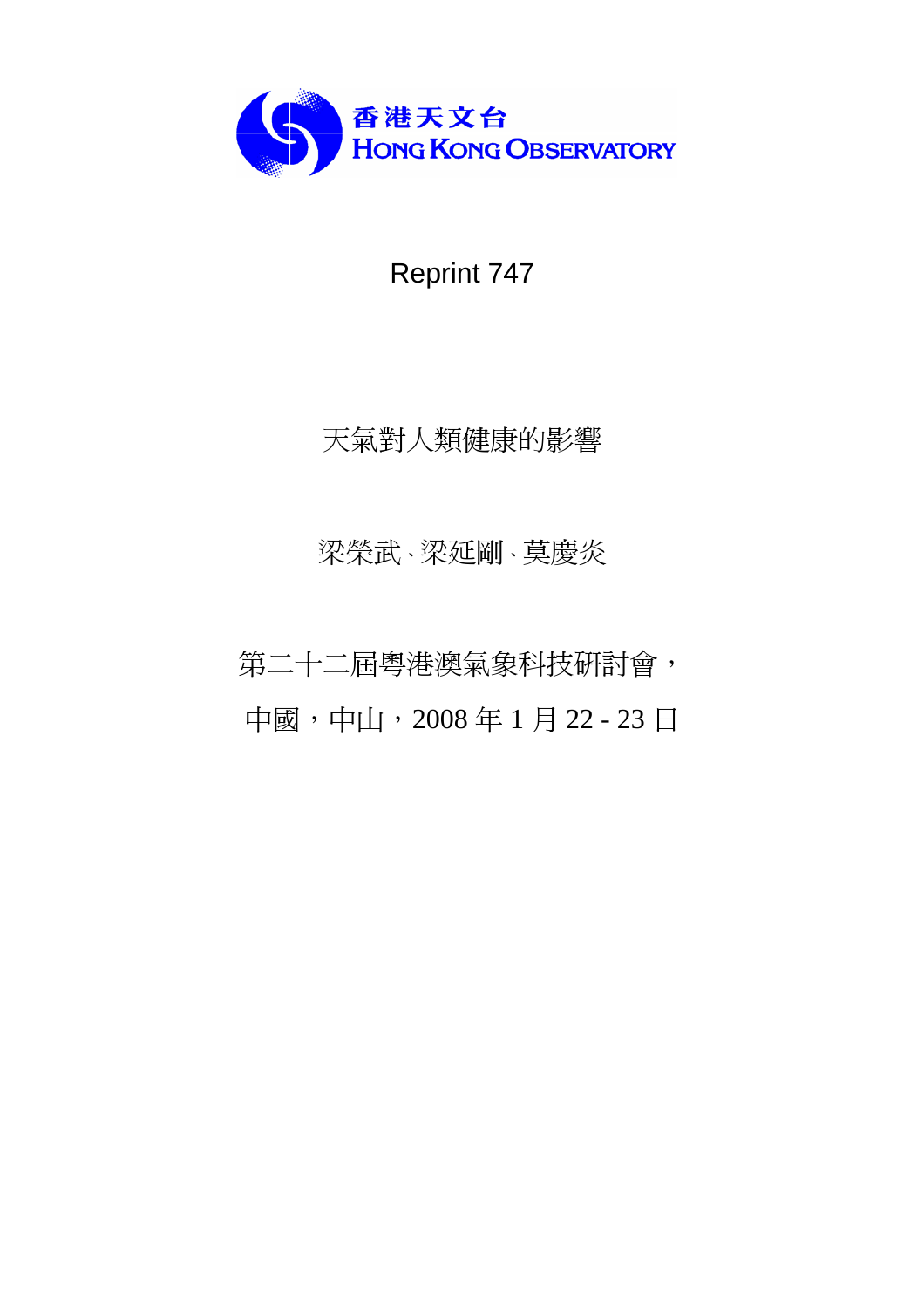香港天文台
HONG KONG OBSERVATORY

Reprint 747

# 天氣對人類健康的影響

梁榮武、梁延剛、莫慶炎

第二十二屆粵港澳氣象科技研討會，

中國，中山，2008 年 1 月 22 - 23 日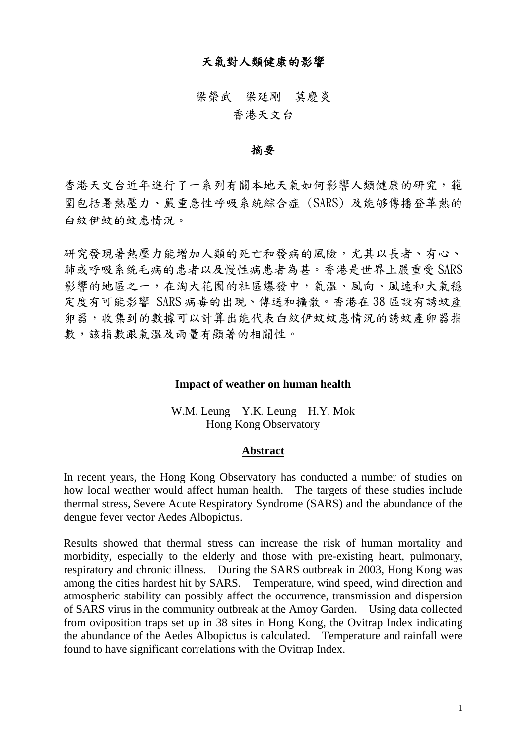# 天氣對人類健康的影響

梁榮武　梁延剛　莫慶炎

香港天文台

## 摘要

香港天文台近年進行了一系列有關本地天氣如何影響人類健康的研究，範圍包括暑熱壓力、嚴重急性呼吸系統綜合症（SARS）及能夠傳播登革熱的白紋伊蚊的蚊患情況。

研究發現暑熱壓力能增加人類的死亡和發病的風險，尤其以長者、有心、肺或呼吸系統毛病的患者以及慢性病患者為甚。香港是世界上嚴重受 SARS 影響的地區之一，在淘大花園的社區爆發中，氣溫、風向、風速和大氣穩定度有可能影響 SARS 病毒的出現、傳送和擴散。香港在 38 區設有誘蚊產卵器，收集到的數據可以計算出能代表白紋伊蚊蚊患情況的誘蚊產卵器指數，該指數跟氣溫及雨量有顯著的相關性。

# Impact of weather on human health

W.M. Leung　Y.K. Leung　H.Y. Mok

Hong Kong Observatory

## Abstract

In recent years, the Hong Kong Observatory has conducted a number of studies on how local weather would affect human health. The targets of these studies include thermal stress, Severe Acute Respiratory Syndrome (SARS) and the abundance of the dengue fever vector Aedes Albopictus.

Results showed that thermal stress can increase the risk of human mortality and morbidity, especially to the elderly and those with pre-existing heart, pulmonary, respiratory and chronic illness. During the SARS outbreak in 2003, Hong Kong was among the cities hardest hit by SARS. Temperature, wind speed, wind direction and atmospheric stability can possibly affect the occurrence, transmission and dispersion of SARS virus in the community outbreak at the Amoy Garden. Using data collected from oviposition traps set up in 38 sites in Hong Kong, the Ovitrap Index indicating the abundance of the Aedes Albopictus is calculated. Temperature and rainfall were found to have significant correlations with the Ovitrap Index.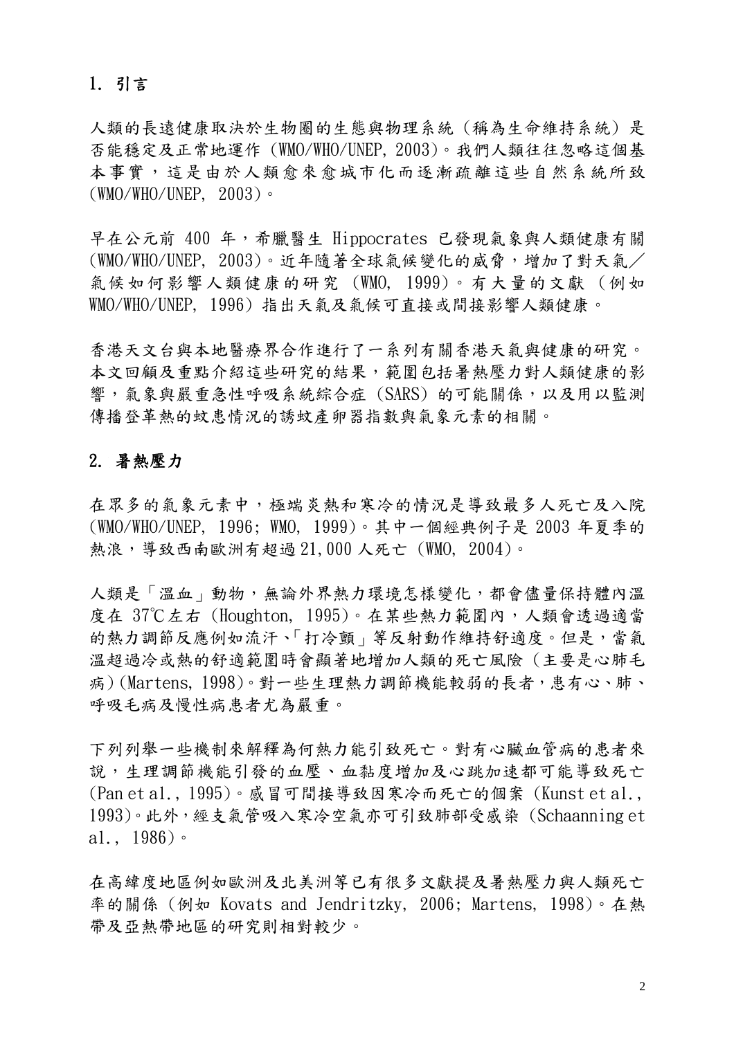## 1. 引言

人類的長遠健康取決於生物圈的生態與物理系統（稱為生命維持系統）是否能穩定及正常地運作（WMO/WHO/UNEP, 2003）。我們人類往往忽略這個基本事實，這是由於人類愈來愈城市化而逐漸疏離這些自然系統所致（WMO/WHO/UNEP, 2003）。

早在公元前 400 年，希臘醫生 Hippocrates 已發現氣象與人類健康有關（WMO/WHO/UNEP, 2003）。近年隨著全球氣候變化的威脅，增加了對天氣／氣候如何影響人類健康的研究（WMO, 1999）。有大量的文獻（例如 WMO/WHO/UNEP, 1996）指出天氣及氣候可直接或間接影響人類健康。

香港天文台與本地醫療界合作進行了一系列有關香港天氣與健康的研究。本文回顧及重點介紹這些研究的結果，範圍包括暑熱壓力對人類健康的影響，氣象與嚴重急性呼吸系統綜合症（SARS）的可能關係，以及用以監測傳播登革熱的蚊患情況的誘蚊產卵器指數與氣象元素的相關。

## 2. 暑熱壓力

在眾多的氣象元素中，極端炎熱和寒冷的情況是導致最多人死亡及入院（WMO/WHO/UNEP, 1996; WMO, 1999）。其中一個經典例子是 2003 年夏季的熱浪，導致西南歐洲有超過 21,000 人死亡（WMO, 2004）。

人類是「溫血」動物，無論外界熱力環境怎樣變化，都會儘量保持體內溫度在 37℃左右（Houghton, 1995）。在某些熱力範圍內，人類會透過適當的熱力調節反應例如流汗、「打冷顫」等反射動作維持舒適度。但是，當氣溫超過冷或熱的舒適範圍時會顯著地增加人類的死亡風險（主要是心肺毛病）(Martens, 1998)。對一些生理熱力調節機能較弱的長者，患有心、肺、呼吸毛病及慢性病患者尤為嚴重。

下列列舉一些機制來解釋為何熱力能引致死亡。對有心臟血管病的患者來說，生理調節機能引發的血壓、血黏度增加及心跳加速都可能導致死亡（Pan et al., 1995）。感冒可間接導致因寒冷而死亡的個案（Kunst et al., 1993）。此外，經支氣管吸入寒冷空氣亦可引致肺部受感染（Schaanning et al., 1986）。

在高緯度地區例如歐洲及北美洲等已有很多文獻提及暑熱壓力與人類死亡率的關係（例如 Kovats and Jendritzky, 2006; Martens, 1998）。在熱帶及亞熱帶地區的研究則相對較少。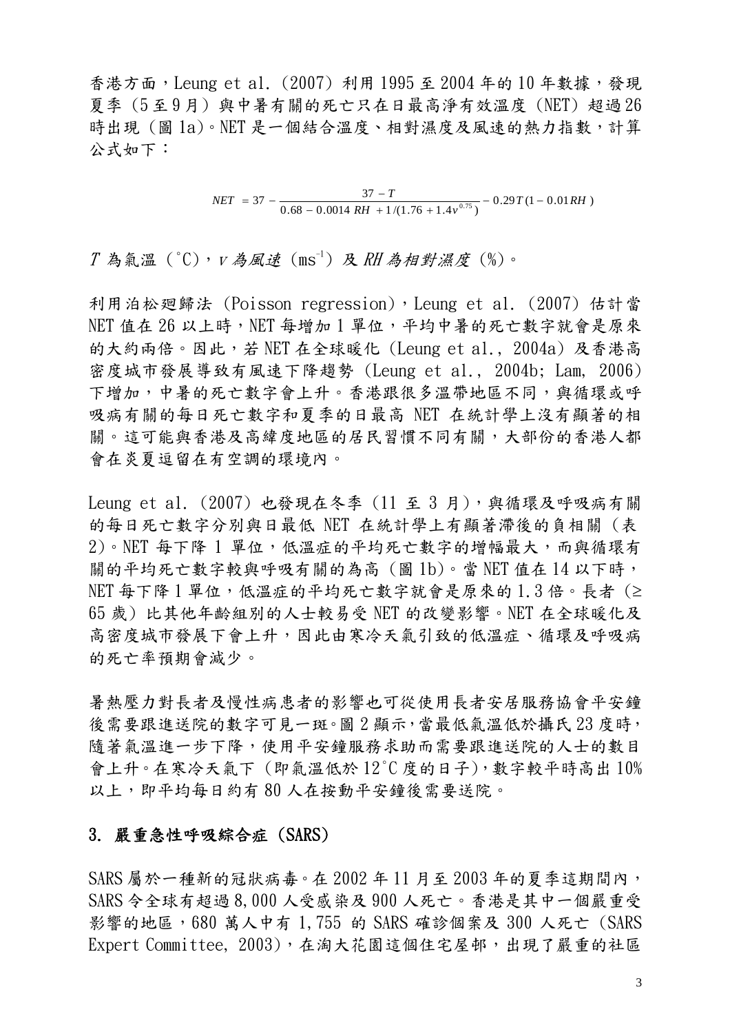香港方面，Leung et al. (2007) 利用 1995 至 2004 年的 10 年數據，發現夏季（5 至 9 月）與中暑有關的死亡只在日最高淨有效溫度（NET）超過 26 時出現（圖 1a）。NET 是一個結合溫度、相對濕度及風速的熱力指數，計算公式如下：

$$NET = 37 - \frac{37 - T}{0.68 - 0.0014\,RH + 1/(1.76 + 1.4v^{0.75})} - 0.29T(1 - 0.01RH)$$

$T$ 為氣溫（˚C），$v$ *為風速*（$ms^{-1}$）*及* $RH$ *為相對濕度*（%）。

利用泊松廻歸法（Poisson regression），Leung et al. (2007) 估計當 NET 值在 26 以上時，NET 每增加 1 單位，平均中暑的死亡數字就會是原來的大約兩倍。因此，若 NET 在全球暖化（Leung et al., 2004a）及香港高密度城市發展導致有風速下降趨勢（Leung et al., 2004b; Lam, 2006）下增加，中暑的死亡數字會上升。香港跟很多溫帶地區不同，與循環或呼吸病有關的每日死亡數字和夏季的日最高 NET 在統計學上沒有顯著的相關。這可能與香港及高緯度地區的居民習慣不同有關，大部份的香港人都會在炎夏逗留在有空調的環境內。

Leung et al. (2007) 也發現在冬季（11 至 3 月），與循環及呼吸病有關的每日死亡數字分別與日最低 NET 在統計學上有顯著滯後的負相關（表 2）。NET 每下降 1 單位，低溫症的平均死亡數字的增幅最大，而與循環有關的平均死亡數字較與呼吸有關的為高（圖 1b）。當 NET 值在 14 以下時，NET 每下降 1 單位，低溫症的平均死亡數字就會是原來的 1.3 倍。長者（≥ 65 歲）比其他年齡組別的人士較易受 NET 的改變影響。NET 在全球暖化及高密度城市發展下會上升，因此由寒冷天氣引致的低溫症、循環及呼吸病的死亡率預期會減少。

暑熱壓力對長者及慢性病患者的影響也可從使用長者安居服務協會平安鐘後需要跟進送院的數字可見一斑。圖 2 顯示，當最低氣溫低於攝氏 23 度時，隨著氣溫進一步下降，使用平安鐘服務求助而需要跟進送院的人士的數目會上升。在寒冷天氣下（即氣溫低於 12˚C 度的日子），數字較平時高出 10% 以上，即平均每日約有 80 人在按動平安鐘後需要送院。

## 3. 嚴重急性呼吸綜合症（SARS）

SARS 屬於一種新的冠狀病毒。在 2002 年 11 月至 2003 年的夏季這期間內，SARS 令全球有超過 8,000 人受感染及 900 人死亡。香港是其中一個嚴重受影響的地區，680 萬人中有 1,755 的 SARS 確診個案及 300 人死亡（SARS Expert Committee, 2003），在淘大花園這個住宅屋邨，出現了嚴重的社區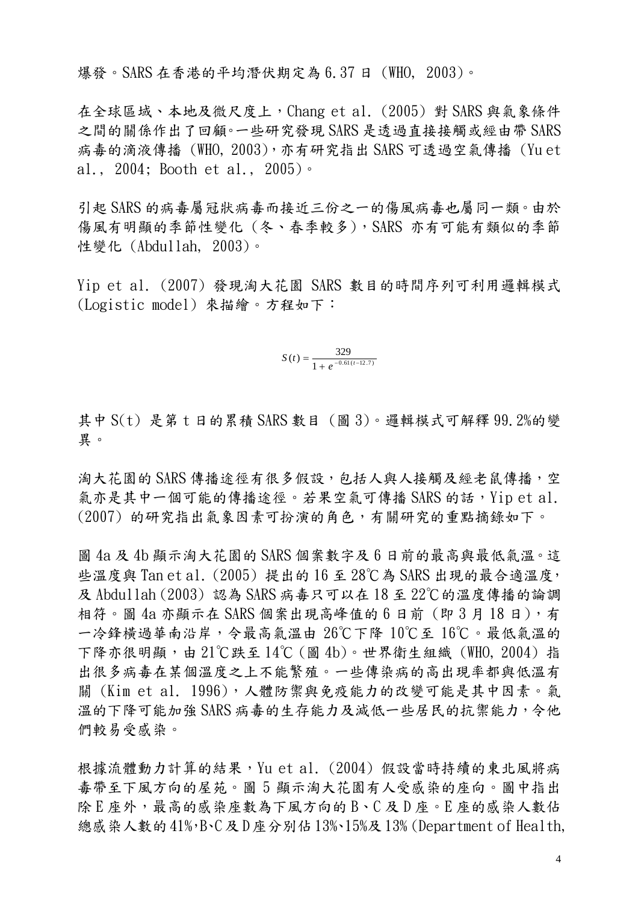爆發。SARS 在香港的平均潛伏期定為 6.37 日（WHO, 2003）。

在全球區域、本地及微尺度上，Chang et al.（2005）對 SARS 與氣象條件之間的關係作出了回顧。一些研究發現 SARS 是透過直接接觸或經由帶 SARS 病毒的滴液傳播（WHO, 2003），亦有研究指出 SARS 可透過空氣傳播（Yu et al., 2004; Booth et al., 2005）。

引起 SARS 的病毒屬冠狀病毒而接近三份之一的傷風病毒也屬同一類。由於傷風有明顯的季節性變化（冬、春季較多），SARS 亦有可能有類似的季節性變化（Abdullah, 2003）。

Yip et al.（2007）發現淘大花園 SARS 數目的時間序列可利用邏輯模式（Logistic model）來描繪。方程如下：

$$S(t) = \frac{329}{1 + e^{-0.61(t-12.7)}}$$

其中 S(t) 是第 t 日的累積 SARS 數目（圖 3）。邏輯模式可解釋 99.2%的變異。

淘大花園的 SARS 傳播途徑有很多假設，包括人與人接觸及經老鼠傳播，空氣亦是其中一個可能的傳播途徑。若果空氣可傳播 SARS 的話，Yip et al.（2007）的研究指出氣象因素可扮演的角色，有關研究的重點摘錄如下。

圖 4a 及 4b 顯示淘大花園的 SARS 個案數字及 6 日前的最高與最低氣溫。這些溫度與 Tan et al.（2005）提出的 16 至 28℃為 SARS 出現的最合適溫度，及 Abdullah（2003）認為 SARS 病毒只可以在 18 至 22℃的溫度傳播的論調相符。圖 4a 亦顯示在 SARS 個案出現高峰值的 6 日前（即 3 月 18 日），有一冷鋒橫過華南沿岸，令最高氣溫由 26℃下降 10℃至 16℃。最低氣溫的下降亦很明顯，由 21℃跌至 14℃（圖 4b）。世界衛生組織（WHO, 2004）指出很多病毒在某個溫度之上不能繁殖。一些傳染病的高出現率都與低溫有關（Kim et al. 1996），人體防禦與免疫能力的改變可能是其中因素。氣溫的下降可能加強 SARS 病毒的生存能力及減低一些居民的抗禦能力，令他們較易受感染。

根據流體動力計算的結果，Yu et al.（2004）假設當時持續的東北風將病毒帶至下風方向的屋苑。圖 5 顯示淘大花園有人受感染的座向。圖中指出除 E 座外，最高的感染座數為下風方向的 B、C 及 D 座。E 座的感染人數佔總感染人數的 41%，B、C 及 D 座分別佔 13%、15%及 13%（Department of Health,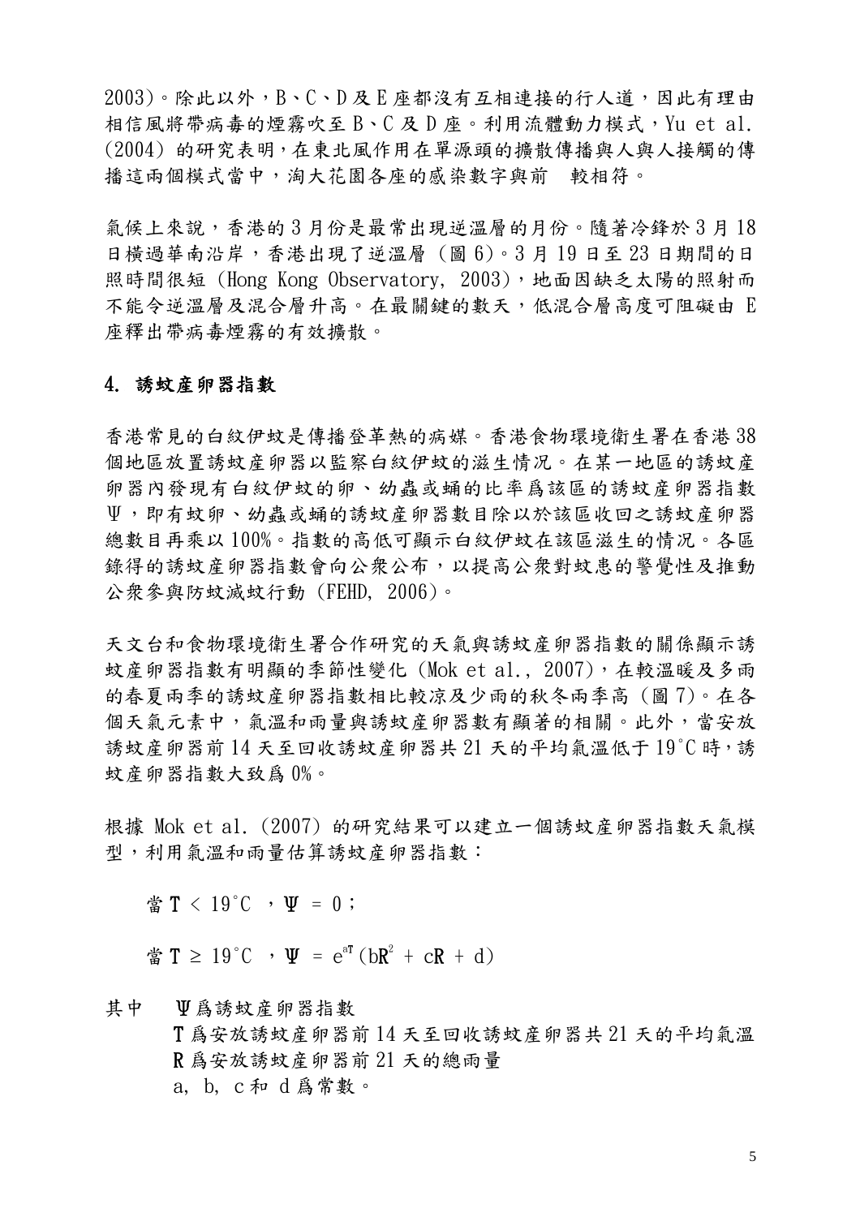2003)。除此以外，B、C、D 及 E 座都沒有互相連接的行人道，因此有理由相信風將帶病毒的煙霧吹至 B、C 及 D 座。利用流體動力模式，Yu et al. (2004) 的研究表明，在東北風作用在單源頭的擴散傳播與人與人接觸的傳播這兩個模式當中，淘大花園各座的感染數字與前 較相符。

氣候上來說，香港的 3 月份是最常出現逆溫層的月份。隨著冷鋒於 3 月 18 日橫過華南沿岸，香港出現了逆溫層 (圖 6)。3 月 19 日至 23 日期間的日照時間很短 (Hong Kong Observatory, 2003)，地面因缺乏太陽的照射而不能令逆溫層及混合層升高。在最關鍵的數天，低混合層高度可阻礙由 E 座釋出帶病毒煙霧的有效擴散。

## 4. 誘蚊產卵器指數

香港常見的白紋伊蚊是傳播登革熱的病媒。香港食物環境衛生署在香港 38 個地區放置誘蚊產卵器以監察白紋伊蚊的滋生情況。在某一地區的誘蚊產卵器內發現有白紋伊蚊的卵、幼蟲或蛹的比率爲該區的誘蚊產卵器指數 Ψ，即有蚊卵、幼蟲或蛹的誘蚊產卵器數目除以於該區收回之誘蚊產卵器總數目再乘以 100%。指數的高低可顯示白紋伊蚊在該區滋生的情況。各區錄得的誘蚊產卵器指數會向公眾公布，以提高公眾對蚊患的警覺性及推動公眾參與防蚊滅蚊行動 (FEHD, 2006)。

天文台和食物環境衛生署合作研究的天氣與誘蚊產卵器指數的關係顯示誘蚊產卵器指數有明顯的季節性變化 (Mok et al., 2007)，在較溫暖及多雨的春夏兩季的誘蚊產卵器指數相比較涼及少雨的秋冬兩季高 (圖 7)。在各個天氣元素中，氣溫和雨量與誘蚊產卵器數有顯著的相關。此外，當安放誘蚊產卵器前 14 天至回收誘蚊產卵器共 21 天的平均氣溫低于 19°C 時，誘蚊產卵器指數大致爲 0%。

根據 Mok et al. (2007) 的研究結果可以建立一個誘蚊產卵器指數天氣模型，利用氣溫和雨量估算誘蚊產卵器指數：

當 $T < 19^\circ C$ ，$\Psi = 0$；

當 $T \geq 19^\circ C$ ，$\Psi = e^{aT}(bR^2 + cR + d)$

其中 Ψ爲誘蚊產卵器指數
T 爲安放誘蚊產卵器前 14 天至回收誘蚊產卵器共 21 天的平均氣溫
R 爲安放誘蚊產卵器前 21 天的總雨量
a, b, c 和 d 爲常數。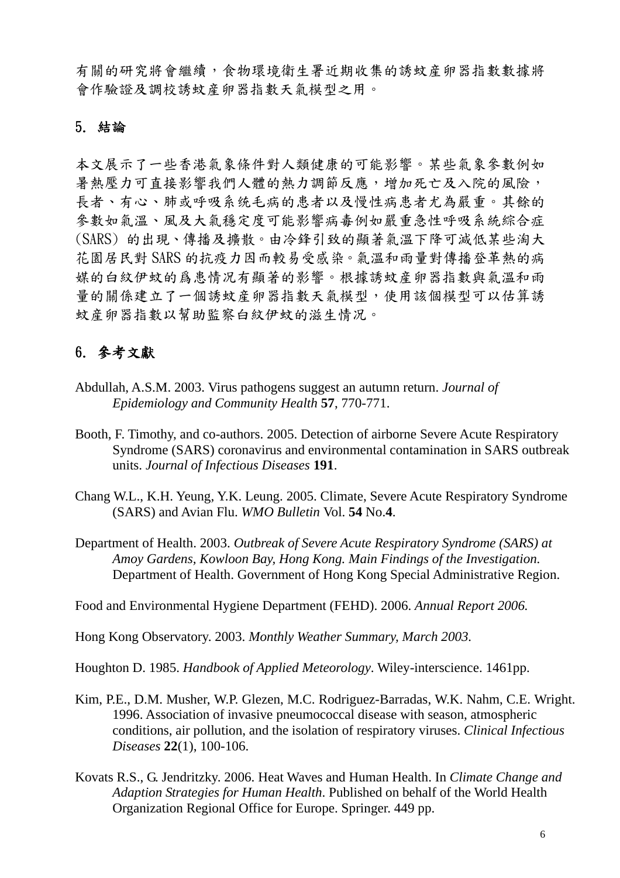有關的研究將會繼續，食物環境衛生署近期收集的誘蚊產卵器指數數據將會作驗證及調校誘蚊產卵器指數天氣模型之用。

## 5. 結論

本文展示了一些香港氣象條件對人類健康的可能影響。某些氣象參數例如暑熱壓力可直接影響我們人體的熱力調節反應，增加死亡及入院的風險，長者、有心、肺或呼吸系統毛病的患者以及慢性病患者尤為嚴重。其餘的參數如氣溫、風及大氣穩定度可能影響病毒例如嚴重急性呼吸系統綜合症（SARS）的出現、傳播及擴散。由冷鋒引致的顯著氣溫下降可減低某些淘大花園居民對 SARS 的抗疫力因而較易受感染。氣溫和雨量對傳播登革熱的病媒的白紋伊蚊的爲患情況有顯著的影響。根據誘蚊產卵器指數與氣溫和雨量的關係建立了一個誘蚊產卵器指數天氣模型，使用該個模型可以估算誘蚊產卵器指數以幫助監察白紋伊蚊的滋生情況。

## 6. 参考文獻

Abdullah, A.S.M. 2003. Virus pathogens suggest an autumn return. *Journal of Epidemiology and Community Health* **57**, 770-771.

Booth, F. Timothy, and co-authors. 2005. Detection of airborne Severe Acute Respiratory Syndrome (SARS) coronavirus and environmental contamination in SARS outbreak units. *Journal of Infectious Diseases* **191**.

Chang W.L., K.H. Yeung, Y.K. Leung. 2005. Climate, Severe Acute Respiratory Syndrome (SARS) and Avian Flu. *WMO Bulletin* Vol. **54** No.**4**.

Department of Health. 2003. *Outbreak of Severe Acute Respiratory Syndrome (SARS) at Amoy Gardens, Kowloon Bay, Hong Kong. Main Findings of the Investigation.* Department of Health. Government of Hong Kong Special Administrative Region.

Food and Environmental Hygiene Department (FEHD). 2006. *Annual Report 2006.*

Hong Kong Observatory. 2003. *Monthly Weather Summary, March 2003.*

Houghton D. 1985. *Handbook of Applied Meteorology*. Wiley-interscience. 1461pp.

Kim, P.E., D.M. Musher, W.P. Glezen, M.C. Rodriguez-Barradas, W.K. Nahm, C.E. Wright. 1996. Association of invasive pneumococcal disease with season, atmospheric conditions, air pollution, and the isolation of respiratory viruses. *Clinical Infectious Diseases* **22**(1), 100-106.

Kovats R.S., G. Jendritzky. 2006. Heat Waves and Human Health. In *Climate Change and Adaption Strategies for Human Health*. Published on behalf of the World Health Organization Regional Office for Europe. Springer. 449 pp.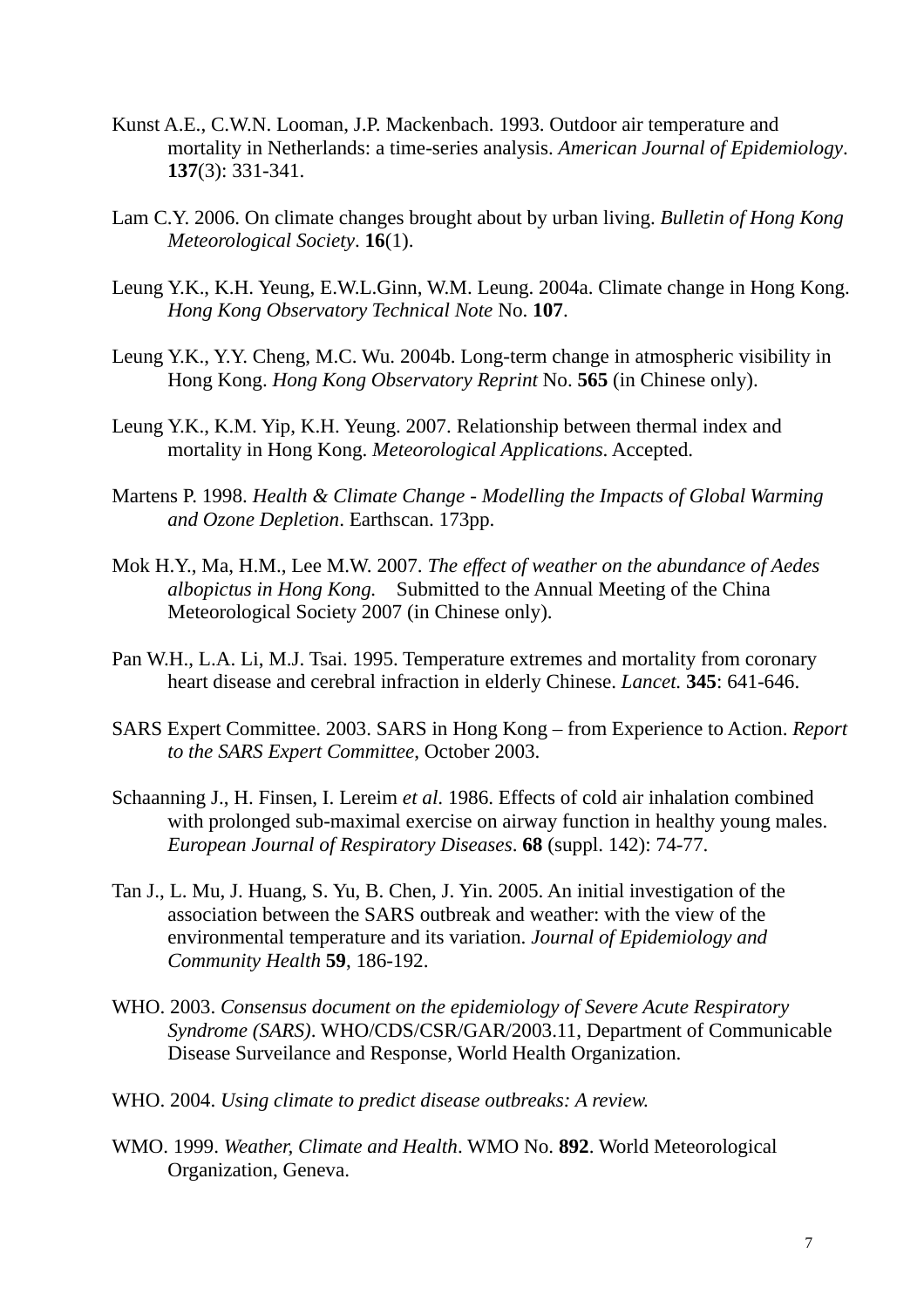Kunst A.E., C.W.N. Looman, J.P. Mackenbach. 1993. Outdoor air temperature and mortality in Netherlands: a time-series analysis. *American Journal of Epidemiology*. **137**(3): 331-341.

Lam C.Y. 2006. On climate changes brought about by urban living. *Bulletin of Hong Kong Meteorological Society*. **16**(1).

Leung Y.K., K.H. Yeung, E.W.L.Ginn, W.M. Leung. 2004a. Climate change in Hong Kong. *Hong Kong Observatory Technical Note* No. **107**.

Leung Y.K., Y.Y. Cheng, M.C. Wu. 2004b. Long-term change in atmospheric visibility in Hong Kong. *Hong Kong Observatory Reprint* No. **565** (in Chinese only).

Leung Y.K., K.M. Yip, K.H. Yeung. 2007. Relationship between thermal index and mortality in Hong Kong. *Meteorological Applications*. Accepted.

Martens P. 1998. *Health & Climate Change - Modelling the Impacts of Global Warming and Ozone Depletion*. Earthscan. 173pp.

Mok H.Y., Ma, H.M., Lee M.W. 2007. *The effect of weather on the abundance of Aedes albopictus in Hong Kong.* Submitted to the Annual Meeting of the China Meteorological Society 2007 (in Chinese only).

Pan W.H., L.A. Li, M.J. Tsai. 1995. Temperature extremes and mortality from coronary heart disease and cerebral infraction in elderly Chinese. *Lancet.* **345**: 641-646.

SARS Expert Committee. 2003. SARS in Hong Kong – from Experience to Action. *Report to the SARS Expert Committee*, October 2003.

Schaanning J., H. Finsen, I. Lereim *et al*. 1986. Effects of cold air inhalation combined with prolonged sub-maximal exercise on airway function in healthy young males. *European Journal of Respiratory Diseases*. **68** (suppl. 142): 74-77.

Tan J., L. Mu, J. Huang, S. Yu, B. Chen, J. Yin. 2005. An initial investigation of the association between the SARS outbreak and weather: with the view of the environmental temperature and its variation. *Journal of Epidemiology and Community Health* **59**, 186-192.

WHO. 2003. *Consensus document on the epidemiology of Severe Acute Respiratory Syndrome (SARS)*. WHO/CDS/CSR/GAR/2003.11, Department of Communicable Disease Surveilance and Response, World Health Organization.

WHO. 2004. *Using climate to predict disease outbreaks: A review.*

WMO. 1999. *Weather, Climate and Health*. WMO No. **892**. World Meteorological Organization, Geneva.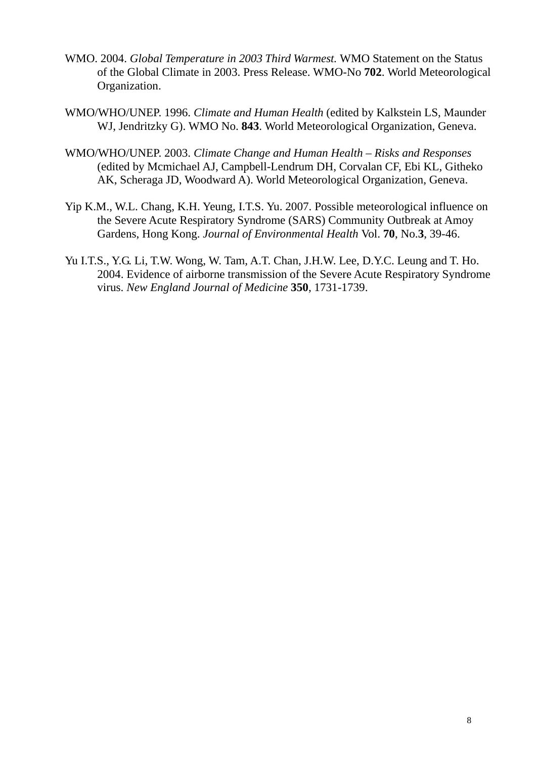WMO. 2004. *Global Temperature in 2003 Third Warmest.* WMO Statement on the Status of the Global Climate in 2003. Press Release. WMO-No **702**. World Meteorological Organization.

WMO/WHO/UNEP. 1996. *Climate and Human Health* (edited by Kalkstein LS, Maunder WJ, Jendritzky G). WMO No. **843**. World Meteorological Organization, Geneva.

WMO/WHO/UNEP. 2003. *Climate Change and Human Health – Risks and Responses* (edited by Mcmichael AJ, Campbell-Lendrum DH, Corvalan CF, Ebi KL, Githeko AK, Scheraga JD, Woodward A). World Meteorological Organization, Geneva.

Yip K.M., W.L. Chang, K.H. Yeung, I.T.S. Yu. 2007. Possible meteorological influence on the Severe Acute Respiratory Syndrome (SARS) Community Outbreak at Amoy Gardens, Hong Kong. *Journal of Environmental Health* Vol. **70**, No.**3**, 39-46.

Yu I.T.S., Y.G. Li, T.W. Wong, W. Tam, A.T. Chan, J.H.W. Lee, D.Y.C. Leung and T. Ho. 2004. Evidence of airborne transmission of the Severe Acute Respiratory Syndrome virus. *New England Journal of Medicine* **350**, 1731-1739.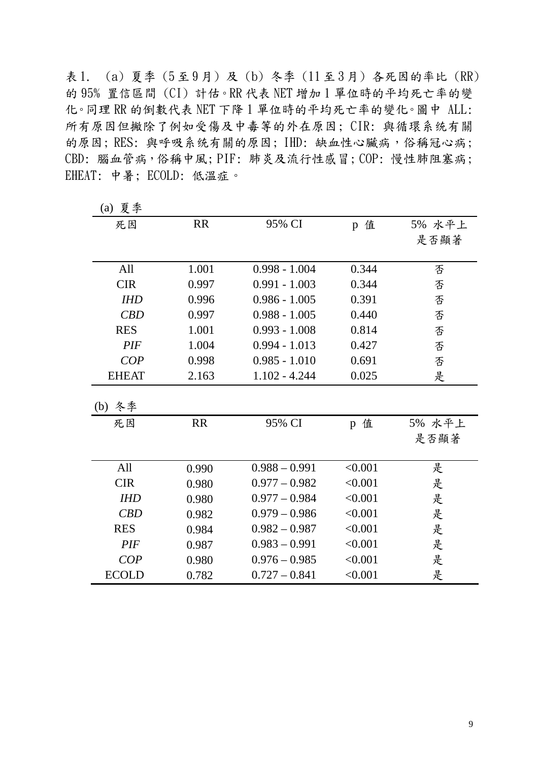表1. (a) 夏季 (5至9月) 及 (b) 冬季 (11至3月) 各死因的率比 (RR) 的 95% 置信區間 (CI) 計估。RR 代表 NET 增加 1 單位時的平均死亡率的變化。同理 RR 的倒數代表 NET 下降 1 單位時的平均死亡率的變化。圖中 ALL: 所有原因但撇除了例如受傷及中毒等的外在原因; CIR: 與循環系统有關的原因; RES: 與呼吸系统有關的原因; IHD: 缺血性心臟病，俗稱冠心病; CBD: 腦血管病，俗稱中風; PIF: 肺炎及流行性感冒; COP: 慢性肺阻塞病; EHEAT: 中暑; ECOLD: 低溫症。

(a) 夏季

| 死因 | RR | 95% CI | p 值 | 5% 水平上是否顯著 |
|---|---|---|---|---|
| All | 1.001 | 0.998 - 1.004 | 0.344 | 否 |
| CIR | 0.997 | 0.991 - 1.003 | 0.344 | 否 |
| *IHD* | 0.996 | 0.986 - 1.005 | 0.391 | 否 |
| *CBD* | 0.997 | 0.988 - 1.005 | 0.440 | 否 |
| RES | 1.001 | 0.993 - 1.008 | 0.814 | 否 |
| *PIF* | 1.004 | 0.994 - 1.013 | 0.427 | 否 |
| *COP* | 0.998 | 0.985 - 1.010 | 0.691 | 否 |
| EHEAT | 2.163 | 1.102 - 4.244 | 0.025 | 是 |

(b) 冬季

| 死因 | RR | 95% CI | p 值 | 5% 水平上是否顯著 |
|---|---|---|---|---|
| All | 0.990 | 0.988 – 0.991 | <0.001 | 是 |
| CIR | 0.980 | 0.977 – 0.982 | <0.001 | 是 |
| *IHD* | 0.980 | 0.977 – 0.984 | <0.001 | 是 |
| *CBD* | 0.982 | 0.979 – 0.986 | <0.001 | 是 |
| RES | 0.984 | 0.982 – 0.987 | <0.001 | 是 |
| *PIF* | 0.987 | 0.983 – 0.991 | <0.001 | 是 |
| *COP* | 0.980 | 0.976 – 0.985 | <0.001 | 是 |
| ECOLD | 0.782 | 0.727 – 0.841 | <0.001 | 是 |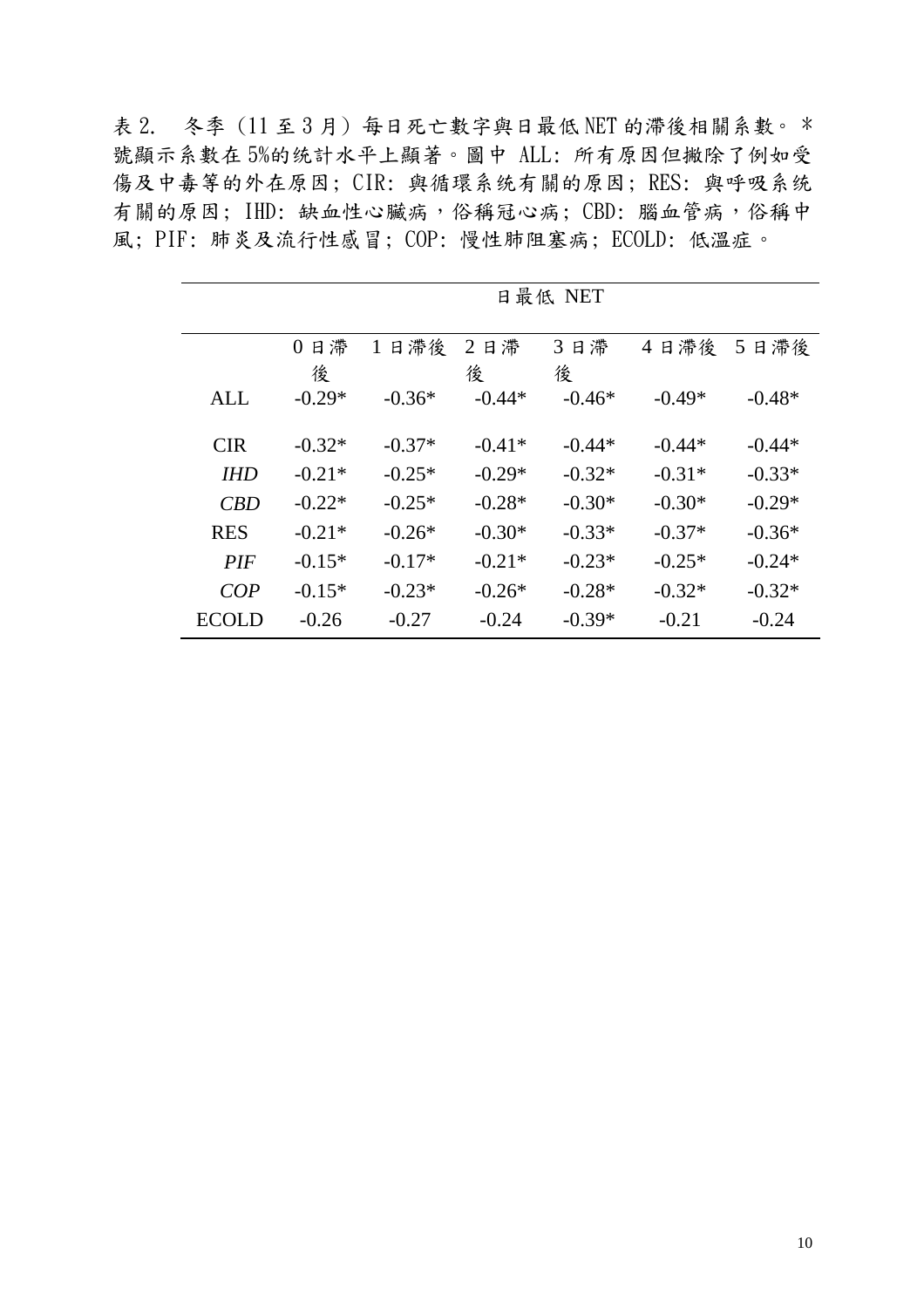表 2. 冬季（11 至 3 月）每日死亡數字與日最低 NET 的滯後相關系數。* 號顯示系數在 5%的统計水平上顯著。圖中 ALL: 所有原因但撇除了例如受傷及中毒等的外在原因; CIR: 與循環系统有關的原因; RES: 與呼吸系统有關的原因; IHD: 缺血性心臟病，俗稱冠心病; CBD: 腦血管病，俗稱中風; PIF: 肺炎及流行性感冒; COP: 慢性肺阻塞病; ECOLD: 低溫症。

| | 日最低 NET | | | | | |
|---|---|---|---|---|---|---|
| | 0 日滯後 | 1 日滯後 | 2 日滯後 | 3 日滯後 | 4 日滯後 | 5 日滯後 |
| ALL | -0.29* | -0.36* | -0.44* | -0.46* | -0.49* | -0.48* |
| CIR | -0.32* | -0.37* | -0.41* | -0.44* | -0.44* | -0.44* |
| *IHD* | -0.21* | -0.25* | -0.29* | -0.32* | -0.31* | -0.33* |
| *CBD* | -0.22* | -0.25* | -0.28* | -0.30* | -0.30* | -0.29* |
| RES | -0.21* | -0.26* | -0.30* | -0.33* | -0.37* | -0.36* |
| *PIF* | -0.15* | -0.17* | -0.21* | -0.23* | -0.25* | -0.24* |
| *COP* | -0.15* | -0.23* | -0.26* | -0.28* | -0.32* | -0.32* |
| ECOLD | -0.26 | -0.27 | -0.24 | -0.39* | -0.21 | -0.24 |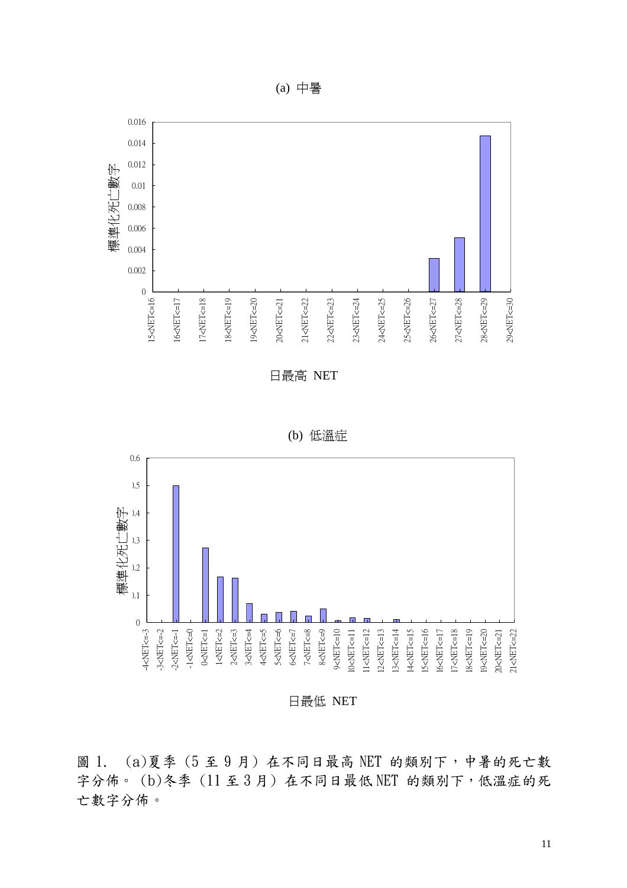(a) 中暑

標準化死亡數字

0.016
0.014
0.012
0.01
0.008
0.006
0.004
0.002
0

15<NET<=16
16<NET<=17
17<NET<=18
18<NET<=19
19<NET<=20
20<NET<=21
21<NET<=22
22<NET<=23
23<NET<=24
24<NET<=25
25<NET<=26
26<NET<=27
27<NET<=28
28<NET<=29
29<NET<=30

日最高 NET

(b) 低溫症

標準化死亡數字

0.6
0.5
0.4
0.3
0.2
0.1
0

-4<NET<=-3
-3<NET<=-2
-2<NET<=-1
-1<NET<=0
0<NET<=1
1<NET<=2
2<NET<=3
3<NET<=4
4<NET<=5
5<NET<=6
6<NET<=7
7<NET<=8
8<NET<=9
9<NET<=10
10<NET<=11
11<NET<=12
12<NET<=13
13<NET<=14
14<NET<=15
15<NET<=16
16<NET<=17
17<NET<=18
18<NET<=19
19<NET<=20
20<NET<=21
21<NET<=22

日最低 NET

圖 1. (a)夏季（5 至 9 月）在不同日最高 NET 的類別下，中暑的死亡數字分佈。(b)冬季（11 至 3 月）在不同日最低 NET 的類別下，低溫症的死亡數字分佈。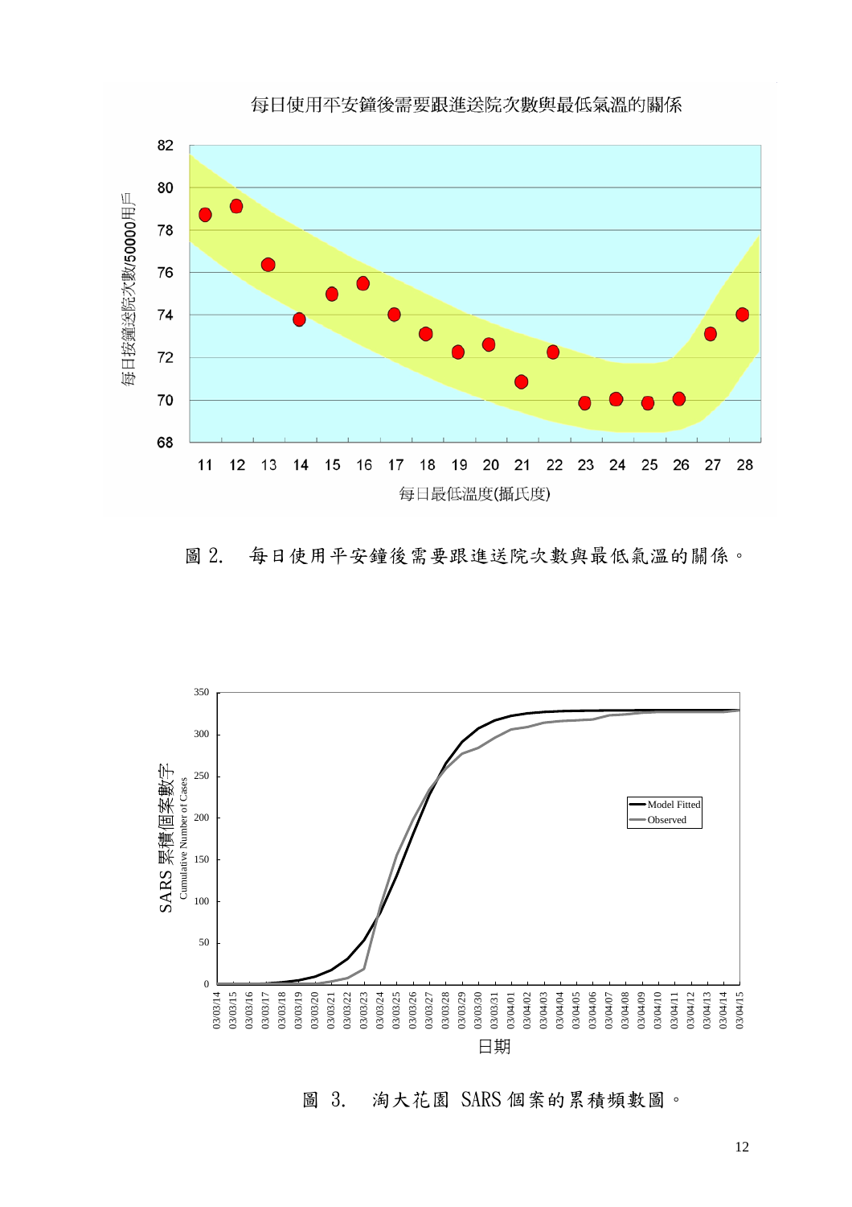每日使用平安鐘後需要跟進送院次數與最低氣溫的關係

每日按鐘送院次數/50000用戶

82
80
78
76
74
72
70
68

11 12 13 14 15 16 17 18 19 20 21 22 23 24 25 26 27 28

每日最低溫度(攝氏度)

圖 2. 每日使用平安鐘後需要跟進送院次數與最低氣溫的關係。

SARS 累積個案數字
Cumulative Number of Cases

350
300
250
200
150
100
50
0

Model Fitted
Observed

03/03/14 03/03/15 03/03/16 03/03/17 03/03/18 03/03/19 03/03/20 03/03/21 03/03/22 03/03/23 03/03/24 03/03/25 03/03/26 03/03/27 03/03/28 03/03/29 03/03/30 03/03/31 03/04/01 03/04/02 03/04/03 03/04/04 03/04/05 03/04/06 03/04/07 03/04/08 03/04/09 03/04/10 03/04/11 03/04/12 03/04/13 03/04/14 03/04/15

日期

圖 3. 淘大花園 SARS 個案的累積頻數圖。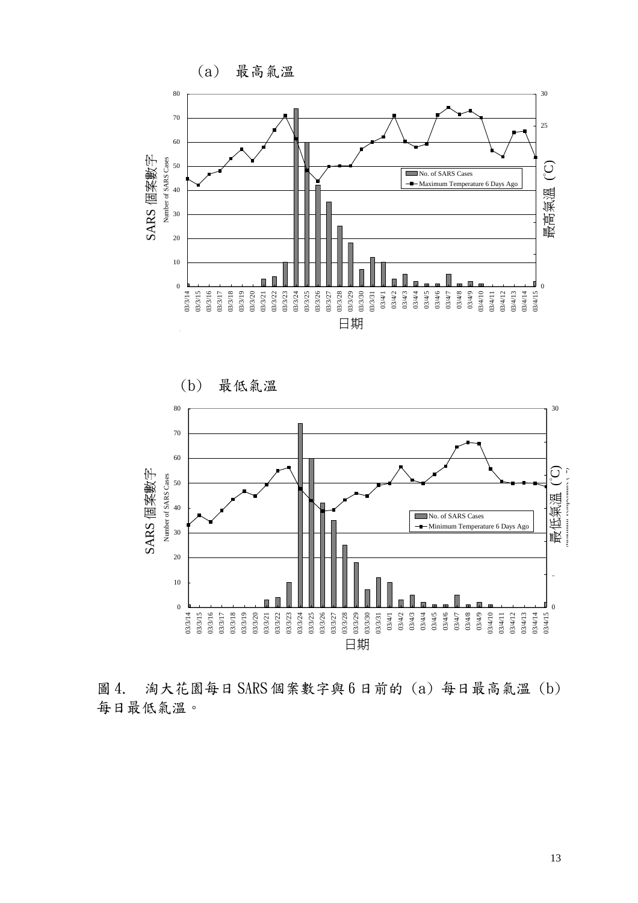(a) 最高氣溫

SARS 個案數字

Number of SARS Cases

最高氣溫 (°C)

80
70
60
50
40
30
20
10
0

30
25
0

No. of SARS Cases

Maximum Temperature 6 Days Ago

03/3/14 03/3/15 03/3/16 03/3/17 03/3/18 03/3/19 03/3/20 03/3/21 03/3/22 03/3/23 03/3/24 03/3/25 03/3/26 03/3/27 03/3/28 03/3/29 03/3/30 03/3/31 03/4/1 03/4/2 03/4/3 03/4/4 03/4/5 03/4/6 03/4/7 03/4/8 03/4/9 03/4/10 03/4/11 03/4/12 03/4/13 03/4/14 03/4/15

日期

(b) 最低氣溫

SARS 個案數字

Number of SARS Cases

最低氣溫 (°C)

80
70
60
50
40
30
20
10
0

30
0

No. of SARS Cases

Minimum Temperature 6 Days Ago

03/3/14 03/3/15 03/3/16 03/3/17 03/3/18 03/3/19 03/3/20 03/3/21 03/3/22 03/3/23 03/3/24 03/3/25 03/3/26 03/3/27 03/3/28 03/3/29 03/3/30 03/3/31 03/4/1 03/4/2 03/4/3 03/4/4 03/4/5 03/4/6 03/4/7 03/4/8 03/4/9 03/4/10 03/4/11 03/4/12 03/4/13 03/4/14 03/4/15

日期

圖 4. 淘大花園每日 SARS 個案數字與 6 日前的 (a) 每日最高氣溫 (b) 每日最低氣溫。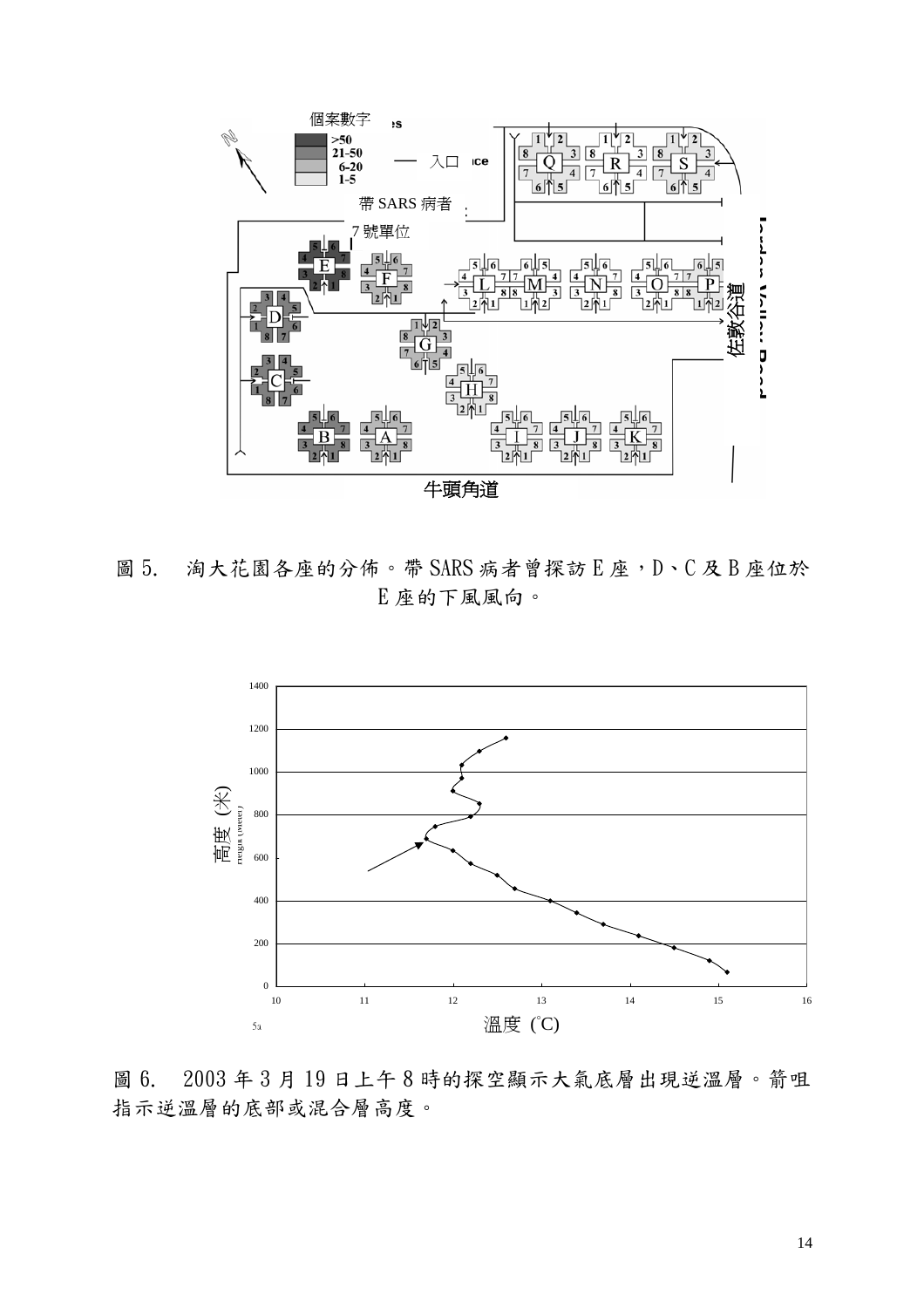個案數字

>50

21-50

6-20

1-5

入口

帶 SARS 病者

7 號單位

佐敦谷道

牛頭角道

圖 5. 淘大花園各座的分佈。帶 SARS 病者曾探訪 E 座，D、C 及 B 座位於 E 座的下風風向。

1400

1200

1000

800

600

400

200

0

高度 (米)

10

11

12

13

14

15

16

溫度 (°C)

圖 6. 2003 年 3 月 19 日上午 8 時的探空顯示大氣底層出現逆溫層。箭咀指示逆溫層的底部或混合層高度。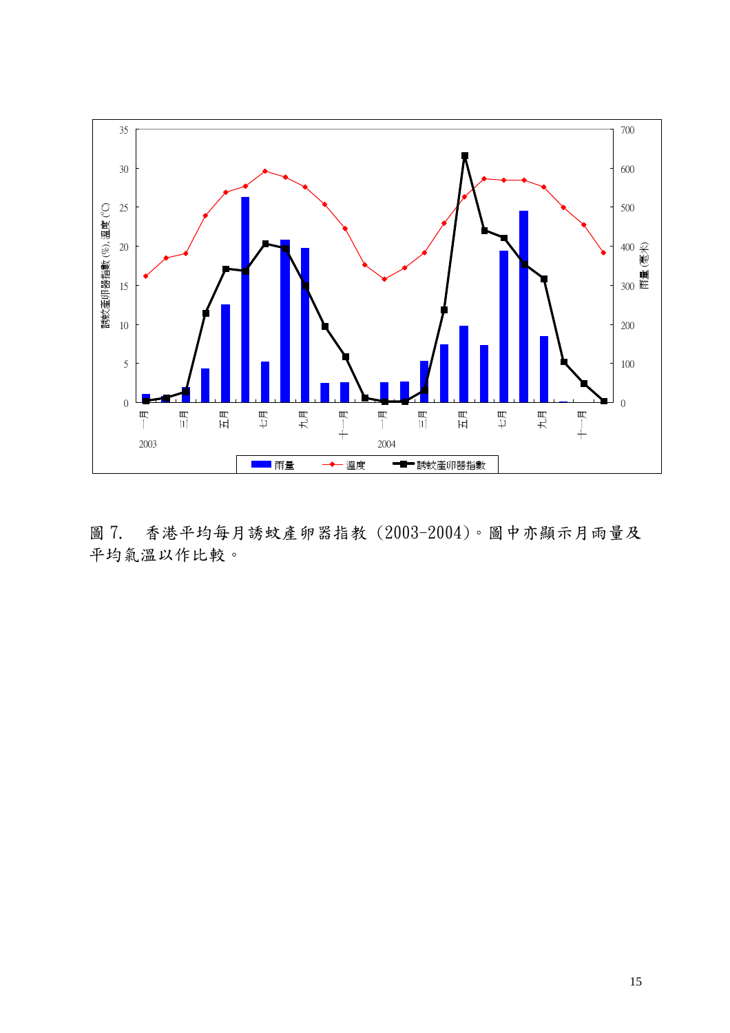35
30
25
20
15
10
5
0

700
600
500
400
300
200
100
0

誘蚊產卵器指數 (%), 溫度 (℃)

雨量 (毫米)

一月
三月
五月
七月
九月
十一月
一月
三月
五月
七月
九月
十一月

2003
2004

雨量
溫度
誘蚊產卵器指數

圖 7.　香港平均每月誘蚊產卵器指教 (2003-2004)。圖中亦顯示月雨量及平均氣溫以作比較。